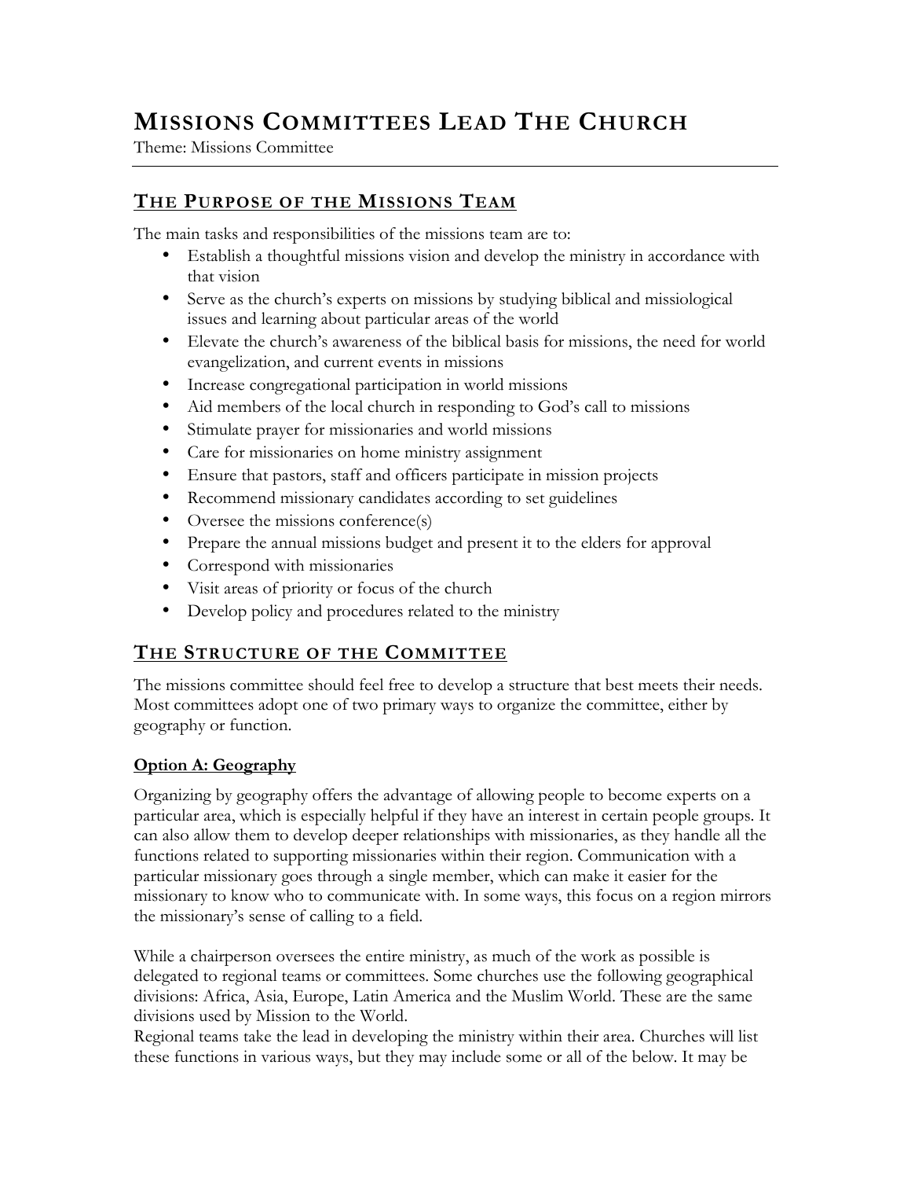# Missions Committees Lead The Church

Theme: Missions Committee

## The Purpose of the Missions Team

The main tasks and responsibilities of the missions team are to:

- Establish a thoughtful missions vision and develop the ministry in accordance with that vision
- Serve as the church's experts on missions by studying biblical and missiological issues and learning about particular areas of the world
- Elevate the church's awareness of the biblical basis for missions, the need for world evangelization, and current events in missions
- Increase congregational participation in world missions
- Aid members of the local church in responding to God's call to missions
- Stimulate prayer for missionaries and world missions
- Care for missionaries on home ministry assignment
- Ensure that pastors, staff and officers participate in mission projects
- Recommend missionary candidates according to set guidelines
- Oversee the missions conference(s)
- Prepare the annual missions budget and present it to the elders for approval
- Correspond with missionaries
- Visit areas of priority or focus of the church
- Develop policy and procedures related to the ministry

## The Structure of the Committee

The missions committee should feel free to develop a structure that best meets their needs. Most committees adopt one of two primary ways to organize the committee, either by geography or function.

### Option A: Geography

Organizing by geography offers the advantage of allowing people to become experts on a particular area, which is especially helpful if they have an interest in certain people groups. It can also allow them to develop deeper relationships with missionaries, as they handle all the functions related to supporting missionaries within their region. Communication with a particular missionary goes through a single member, which can make it easier for the missionary to know who to communicate with. In some ways, this focus on a region mirrors the missionary's sense of calling to a field.

While a chairperson oversees the entire ministry, as much of the work as possible is delegated to regional teams or committees. Some churches use the following geographical divisions: Africa, Asia, Europe, Latin America and the Muslim World. These are the same divisions used by Mission to the World.
Regional teams take the lead in developing the ministry within their area. Churches will list these functions in various ways, but they may include some or all of the below. It may be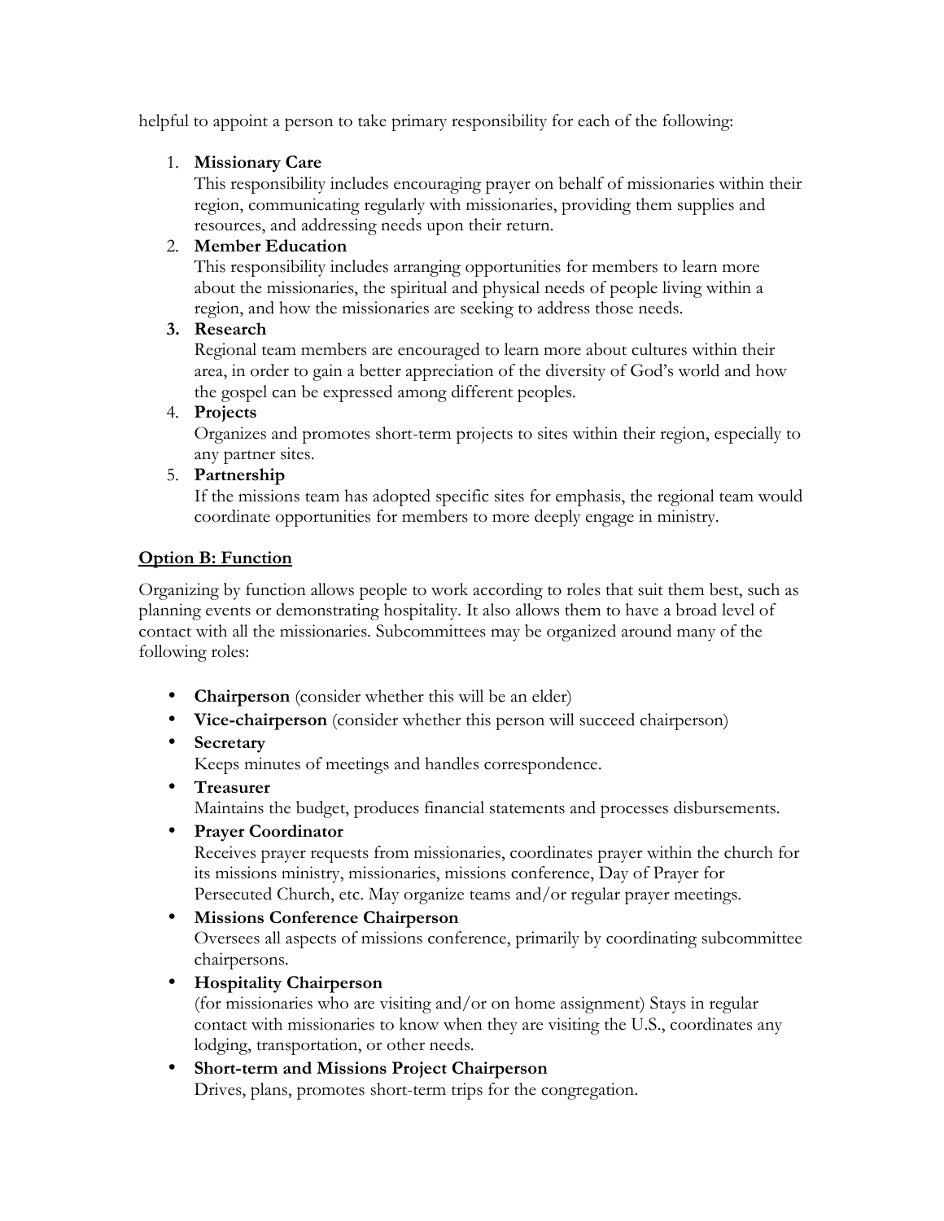helpful to appoint a person to take primary responsibility for each of the following:

1. **Missionary Care**
   This responsibility includes encouraging prayer on behalf of missionaries within their region, communicating regularly with missionaries, providing them supplies and resources, and addressing needs upon their return.
2. **Member Education**
   This responsibility includes arranging opportunities for members to learn more about the missionaries, the spiritual and physical needs of people living within a region, and how the missionaries are seeking to address those needs.
3. **Research**
   Regional team members are encouraged to learn more about cultures within their area, in order to gain a better appreciation of the diversity of God's world and how the gospel can be expressed among different peoples.
4. **Projects**
   Organizes and promotes short-term projects to sites within their region, especially to any partner sites.
5. **Partnership**
   If the missions team has adopted specific sites for emphasis, the regional team would coordinate opportunities for members to more deeply engage in ministry.

**<u>Option B: Function</u>**

Organizing by function allows people to work according to roles that suit them best, such as planning events or demonstrating hospitality. It also allows them to have a broad level of contact with all the missionaries. Subcommittees may be organized around many of the following roles:

- **Chairperson** (consider whether this will be an elder)
- **Vice-chairperson** (consider whether this person will succeed chairperson)
- **Secretary**
  Keeps minutes of meetings and handles correspondence.
- **Treasurer**
  Maintains the budget, produces financial statements and processes disbursements.
- **Prayer Coordinator**
  Receives prayer requests from missionaries, coordinates prayer within the church for its missions ministry, missionaries, missions conference, Day of Prayer for Persecuted Church, etc. May organize teams and/or regular prayer meetings.
- **Missions Conference Chairperson**
  Oversees all aspects of missions conference, primarily by coordinating subcommittee chairpersons.
- **Hospitality Chairperson**
  (for missionaries who are visiting and/or on home assignment) Stays in regular contact with missionaries to know when they are visiting the U.S., coordinates any lodging, transportation, or other needs.
- **Short-term and Missions Project Chairperson**
  Drives, plans, promotes short-term trips for the congregation.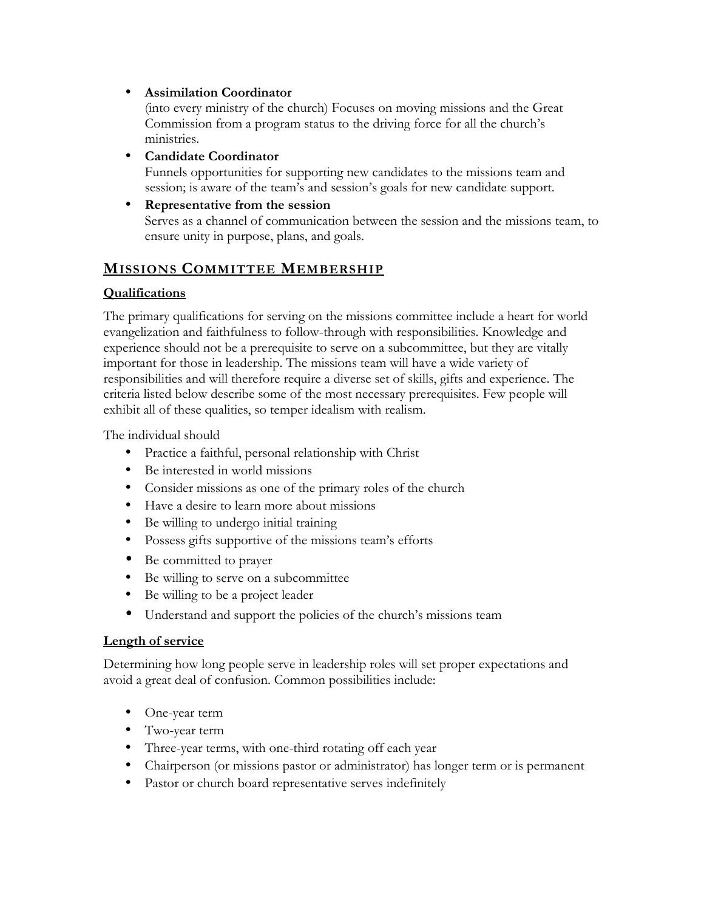- **Assimilation Coordinator**
  (into every ministry of the church) Focuses on moving missions and the Great Commission from a program status to the driving force for all the church's ministries.
- **Candidate Coordinator**
  Funnels opportunities for supporting new candidates to the missions team and session; is aware of the team's and session's goals for new candidate support.
- **Representative from the session**
  Serves as a channel of communication between the session and the missions team, to ensure unity in purpose, plans, and goals.

## Missions Committee Membership

### Qualifications

The primary qualifications for serving on the missions committee include a heart for world evangelization and faithfulness to follow-through with responsibilities. Knowledge and experience should not be a prerequisite to serve on a subcommittee, but they are vitally important for those in leadership. The missions team will have a wide variety of responsibilities and will therefore require a diverse set of skills, gifts and experience. The criteria listed below describe some of the most necessary prerequisites. Few people will exhibit all of these qualities, so temper idealism with realism.

The individual should

- Practice a faithful, personal relationship with Christ
- Be interested in world missions
- Consider missions as one of the primary roles of the church
- Have a desire to learn more about missions
- Be willing to undergo initial training
- Possess gifts supportive of the missions team's efforts
- Be committed to prayer
- Be willing to serve on a subcommittee
- Be willing to be a project leader
- Understand and support the policies of the church's missions team

### Length of service

Determining how long people serve in leadership roles will set proper expectations and avoid a great deal of confusion. Common possibilities include:

- One-year term
- Two-year term
- Three-year terms, with one-third rotating off each year
- Chairperson (or missions pastor or administrator) has longer term or is permanent
- Pastor or church board representative serves indefinitely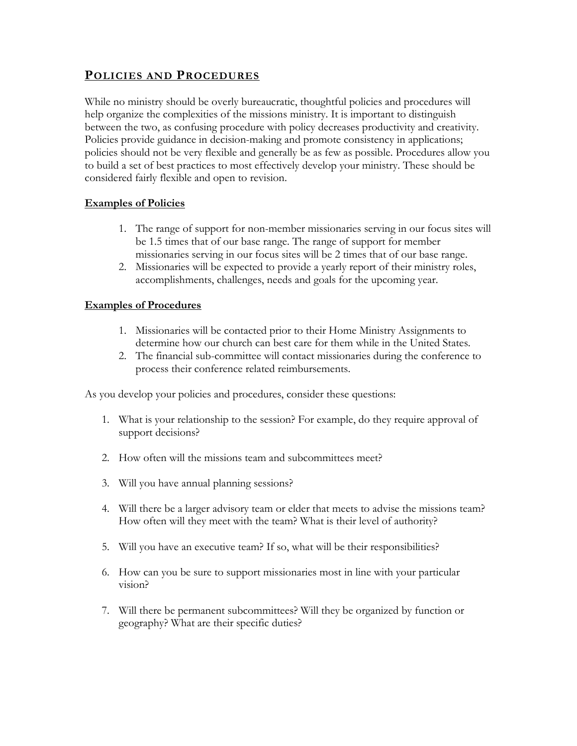## Policies and Procedures

While no ministry should be overly bureaucratic, thoughtful policies and procedures will help organize the complexities of the missions ministry. It is important to distinguish between the two, as confusing procedure with policy decreases productivity and creativity. Policies provide guidance in decision-making and promote consistency in applications; policies should not be very flexible and generally be as few as possible. Procedures allow you to build a set of best practices to most effectively develop your ministry. These should be considered fairly flexible and open to revision.

**Examples of Policies**

1. The range of support for non-member missionaries serving in our focus sites will be 1.5 times that of our base range. The range of support for member missionaries serving in our focus sites will be 2 times that of our base range.
2. Missionaries will be expected to provide a yearly report of their ministry roles, accomplishments, challenges, needs and goals for the upcoming year.

**Examples of Procedures**

1. Missionaries will be contacted prior to their Home Ministry Assignments to determine how our church can best care for them while in the United States.
2. The financial sub-committee will contact missionaries during the conference to process their conference related reimbursements.

As you develop your policies and procedures, consider these questions:

1. What is your relationship to the session? For example, do they require approval of support decisions?
2. How often will the missions team and subcommittees meet?
3. Will you have annual planning sessions?
4. Will there be a larger advisory team or elder that meets to advise the missions team? How often will they meet with the team? What is their level of authority?
5. Will you have an executive team? If so, what will be their responsibilities?
6. How can you be sure to support missionaries most in line with your particular vision?
7. Will there be permanent subcommittees? Will they be organized by function or geography? What are their specific duties?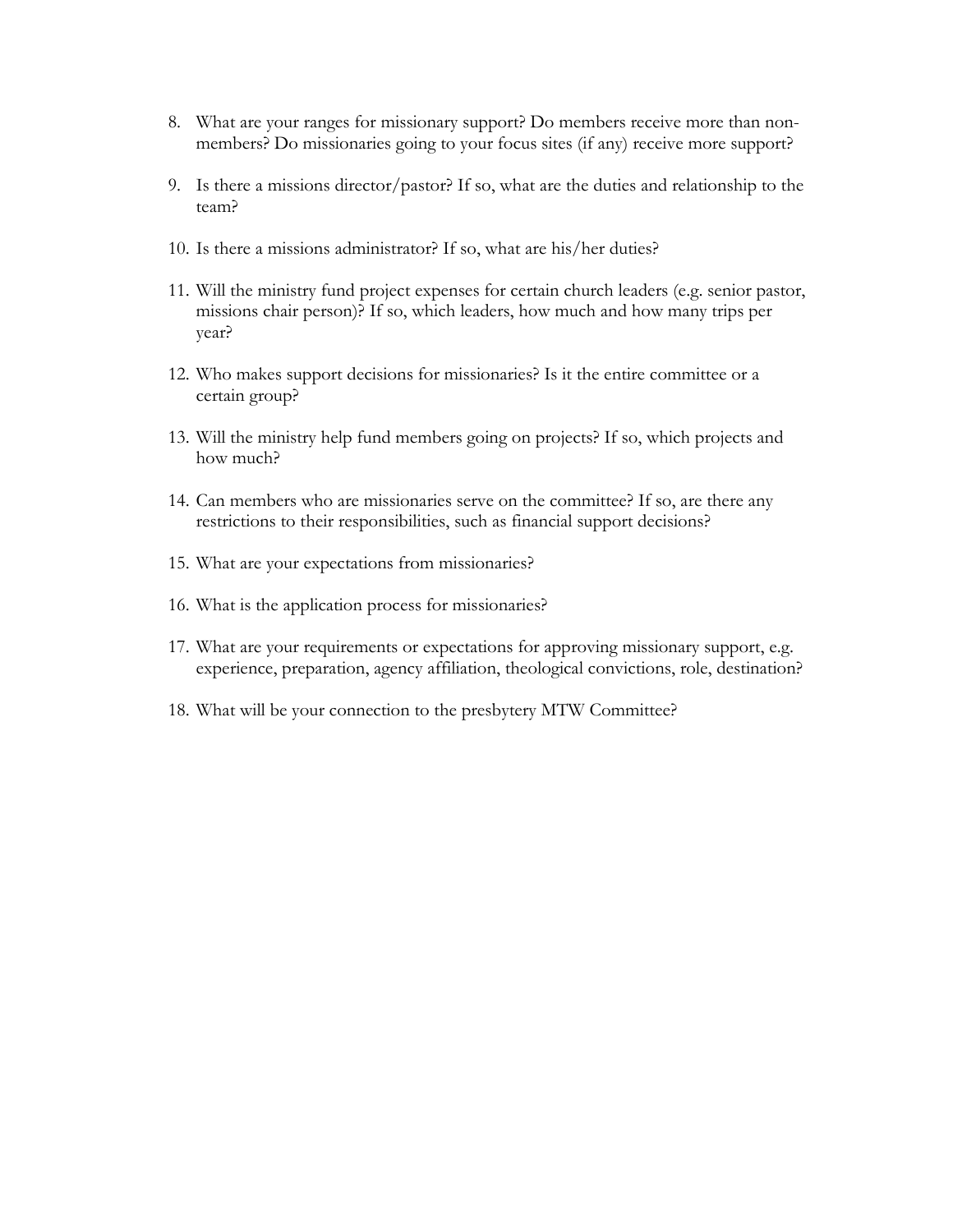8. What are your ranges for missionary support? Do members receive more than non-members? Do missionaries going to your focus sites (if any) receive more support?

9. Is there a missions director/pastor? If so, what are the duties and relationship to the team?

10. Is there a missions administrator? If so, what are his/her duties?

11. Will the ministry fund project expenses for certain church leaders (e.g. senior pastor, missions chair person)? If so, which leaders, how much and how many trips per year?

12. Who makes support decisions for missionaries? Is it the entire committee or a certain group?

13. Will the ministry help fund members going on projects? If so, which projects and how much?

14. Can members who are missionaries serve on the committee? If so, are there any restrictions to their responsibilities, such as financial support decisions?

15. What are your expectations from missionaries?

16. What is the application process for missionaries?

17. What are your requirements or expectations for approving missionary support, e.g. experience, preparation, agency affiliation, theological convictions, role, destination?

18. What will be your connection to the presbytery MTW Committee?